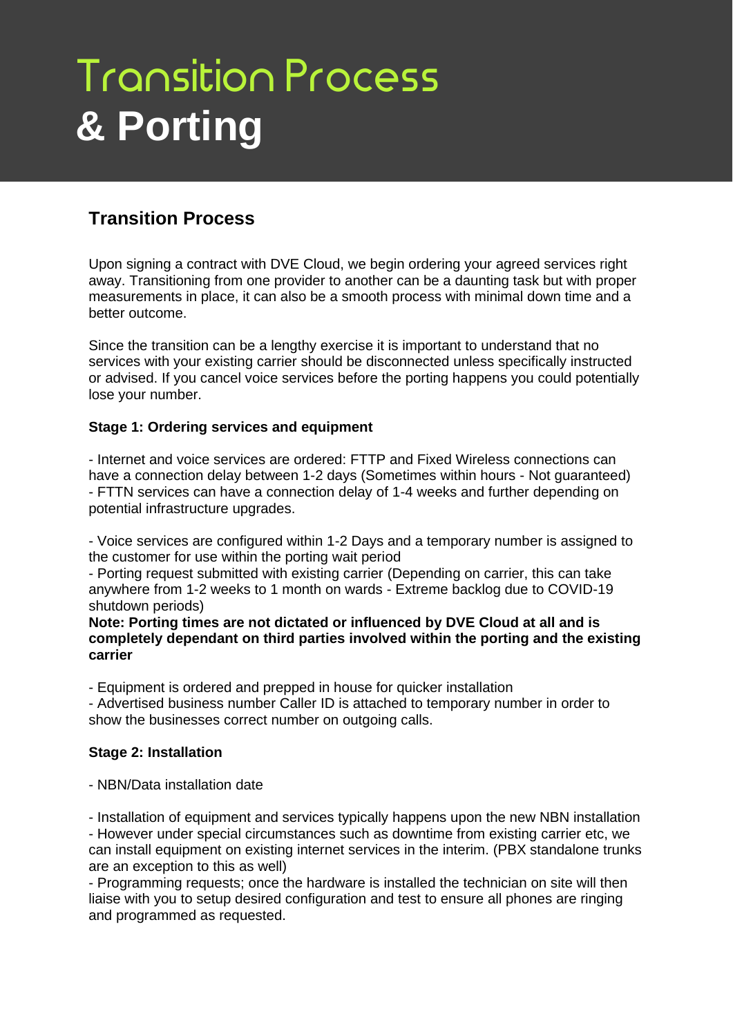# Transition Process
# & Porting

## Transition Process

Upon signing a contract with DVE Cloud, we begin ordering your agreed services right away. Transitioning from one provider to another can be a daunting task but with proper measurements in place, it can also be a smooth process with minimal down time and a better outcome.

Since the transition can be a lengthy exercise it is important to understand that no services with your existing carrier should be disconnected unless specifically instructed or advised. If you cancel voice services before the porting happens you could potentially lose your number.

**Stage 1: Ordering services and equipment**

- Internet and voice services are ordered: FTTP and Fixed Wireless connections can have a connection delay between 1-2 days (Sometimes within hours - Not guaranteed)
- FTTN services can have a connection delay of 1-4 weeks and further depending on potential infrastructure upgrades.

- Voice services are configured within 1-2 Days and a temporary number is assigned to the customer for use within the porting wait period
- Porting request submitted with existing carrier (Depending on carrier, this can take anywhere from 1-2 weeks to 1 month on wards - Extreme backlog due to COVID-19 shutdown periods)

**Note: Porting times are not dictated or influenced by DVE Cloud at all and is completely dependant on third parties involved within the porting and the existing carrier**

- Equipment is ordered and prepped in house for quicker installation
- Advertised business number Caller ID is attached to temporary number in order to show the businesses correct number on outgoing calls.

**Stage 2: Installation**

- NBN/Data installation date

- Installation of equipment and services typically happens upon the new NBN installation
- However under special circumstances such as downtime from existing carrier etc, we can install equipment on existing internet services in the interim. (PBX standalone trunks are an exception to this as well)
- Programming requests; once the hardware is installed the technician on site will then liaise with you to setup desired configuration and test to ensure all phones are ringing and programmed as requested.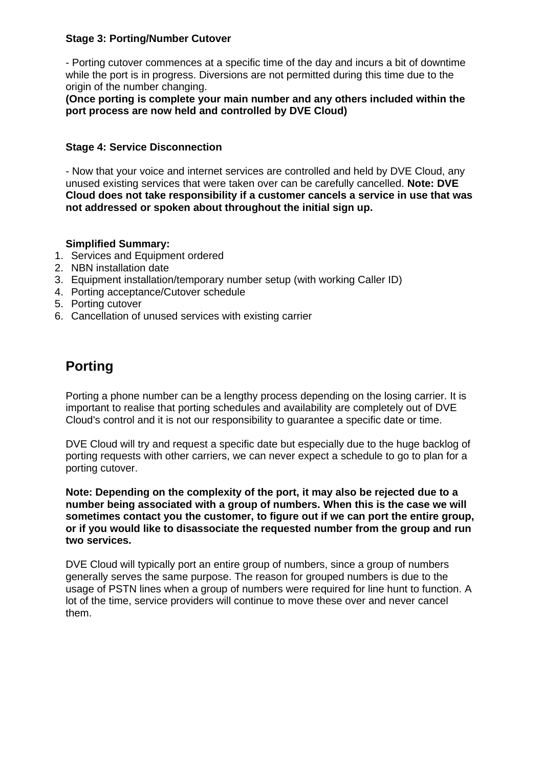**Stage 3: Porting/Number Cutover**

- Porting cutover commences at a specific time of the day and incurs a bit of downtime while the port is in progress. Diversions are not permitted during this time due to the origin of the number changing.

**(Once porting is complete your main number and any others included within the port process are now held and controlled by DVE Cloud)**

**Stage 4: Service Disconnection**

- Now that your voice and internet services are controlled and held by DVE Cloud, any unused existing services that were taken over can be carefully cancelled. **Note: DVE Cloud does not take responsibility if a customer cancels a service in use that was not addressed or spoken about throughout the initial sign up.**

**Simplified Summary:**

1. Services and Equipment ordered
2. NBN installation date
3. Equipment installation/temporary number setup (with working Caller ID)
4. Porting acceptance/Cutover schedule
5. Porting cutover
6. Cancellation of unused services with existing carrier

## Porting

Porting a phone number can be a lengthy process depending on the losing carrier. It is important to realise that porting schedules and availability are completely out of DVE Cloud's control and it is not our responsibility to guarantee a specific date or time.

DVE Cloud will try and request a specific date but especially due to the huge backlog of porting requests with other carriers, we can never expect a schedule to go to plan for a porting cutover.

**Note: Depending on the complexity of the port, it may also be rejected due to a number being associated with a group of numbers. When this is the case we will sometimes contact you the customer, to figure out if we can port the entire group, or if you would like to disassociate the requested number from the group and run two services.**

DVE Cloud will typically port an entire group of numbers, since a group of numbers generally serves the same purpose. The reason for grouped numbers is due to the usage of PSTN lines when a group of numbers were required for line hunt to function. A lot of the time, service providers will continue to move these over and never cancel them.